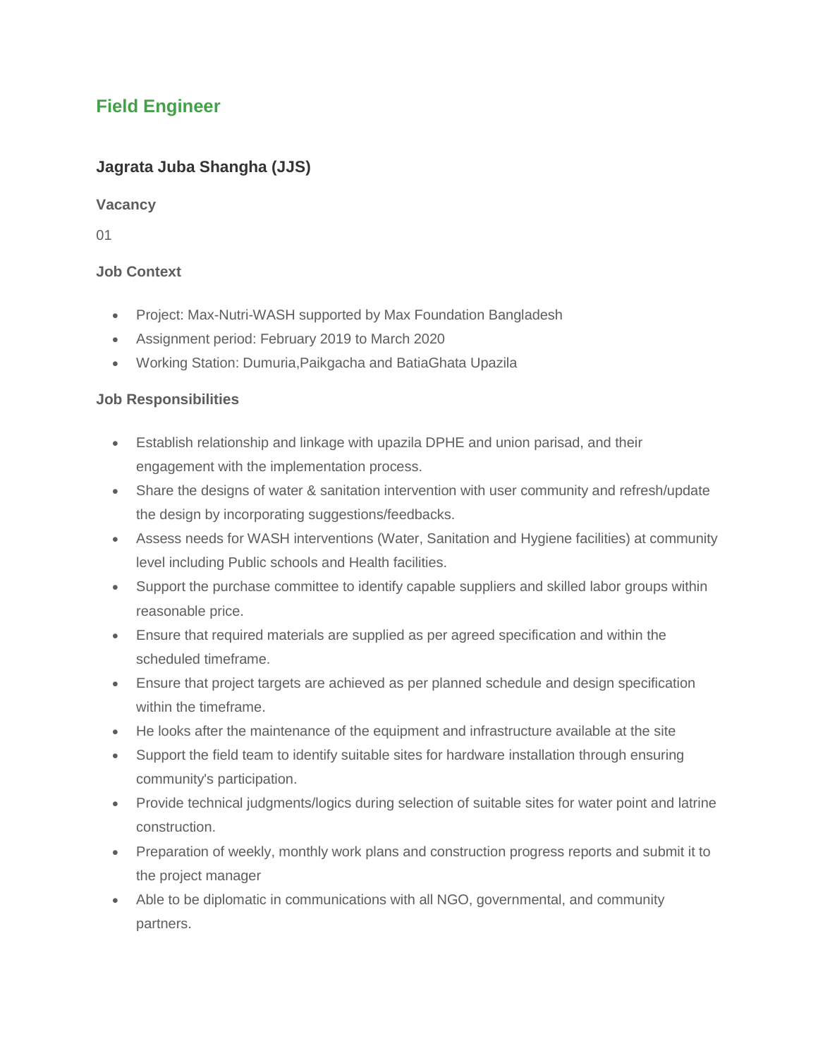# Field Engineer

## Jagrata Juba Shangha (JJS)

### Vacancy

01

### Job Context

- Project: Max-Nutri-WASH supported by Max Foundation Bangladesh
- Assignment period: February 2019 to March 2020
- Working Station: Dumuria,Paikgacha and BatiaGhata Upazila

### Job Responsibilities

- Establish relationship and linkage with upazila DPHE and union parisad, and their engagement with the implementation process.
- Share the designs of water & sanitation intervention with user community and refresh/update the design by incorporating suggestions/feedbacks.
- Assess needs for WASH interventions (Water, Sanitation and Hygiene facilities) at community level including Public schools and Health facilities.
- Support the purchase committee to identify capable suppliers and skilled labor groups within reasonable price.
- Ensure that required materials are supplied as per agreed specification and within the scheduled timeframe.
- Ensure that project targets are achieved as per planned schedule and design specification within the timeframe.
- He looks after the maintenance of the equipment and infrastructure available at the site
- Support the field team to identify suitable sites for hardware installation through ensuring community's participation.
- Provide technical judgments/logics during selection of suitable sites for water point and latrine construction.
- Preparation of weekly, monthly work plans and construction progress reports and submit it to the project manager
- Able to be diplomatic in communications with all NGO, governmental, and community partners.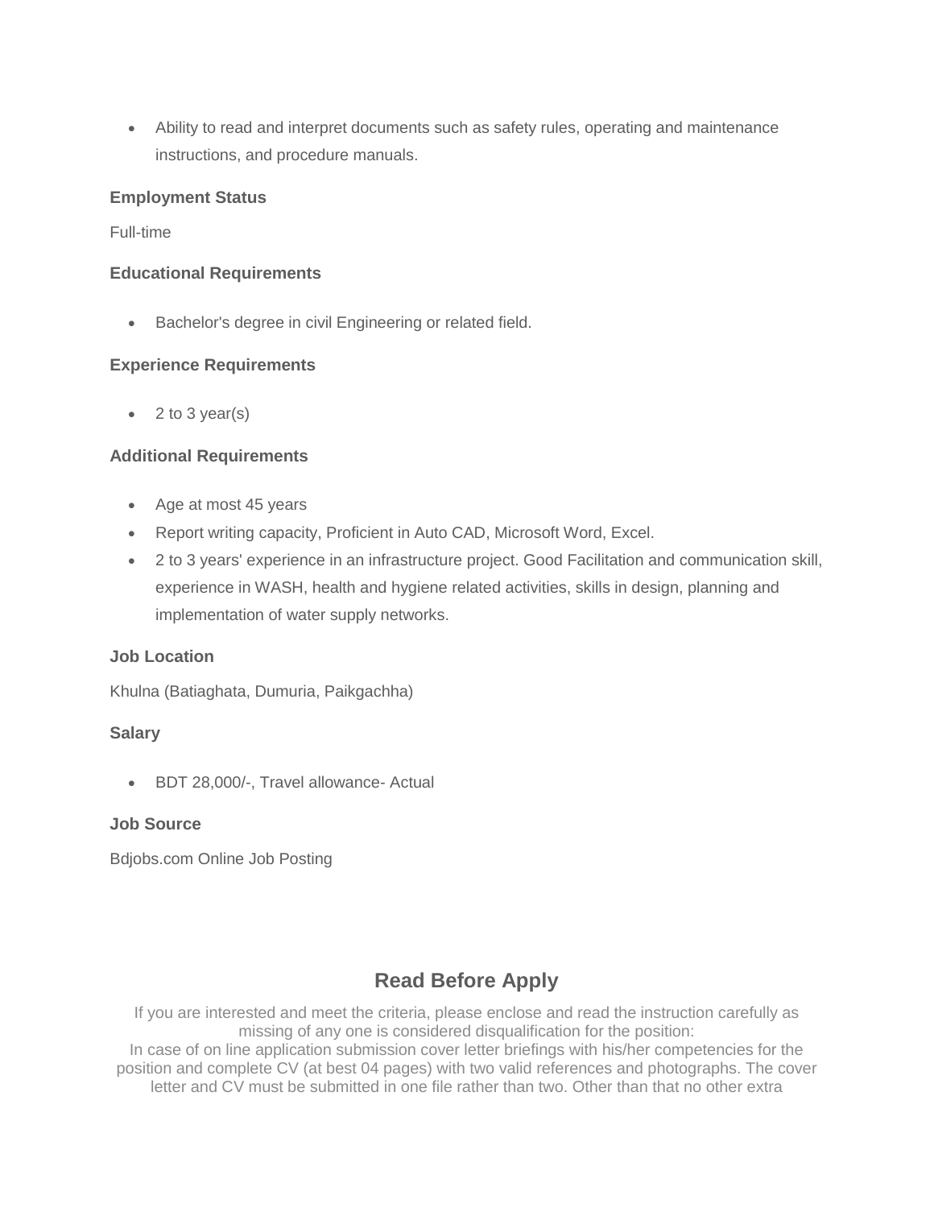- Ability to read and interpret documents such as safety rules, operating and maintenance instructions, and procedure manuals.

### Employment Status

Full-time

### Educational Requirements

- Bachelor's degree in civil Engineering or related field.

### Experience Requirements

- 2 to 3 year(s)

### Additional Requirements

- Age at most 45 years
- Report writing capacity, Proficient in Auto CAD, Microsoft Word, Excel.
- 2 to 3 years' experience in an infrastructure project. Good Facilitation and communication skill, experience in WASH, health and hygiene related activities, skills in design, planning and implementation of water supply networks.

### Job Location

Khulna (Batiaghata, Dumuria, Paikgachha)

### Salary

- BDT 28,000/-, Travel allowance- Actual

### Job Source

Bdjobs.com Online Job Posting

## Read Before Apply

If you are interested and meet the criteria, please enclose and read the instruction carefully as missing of any one is considered disqualification for the position:
In case of on line application submission cover letter briefings with his/her competencies for the position and complete CV (at best 04 pages) with two valid references and photographs. The cover letter and CV must be submitted in one file rather than two. Other than that no other extra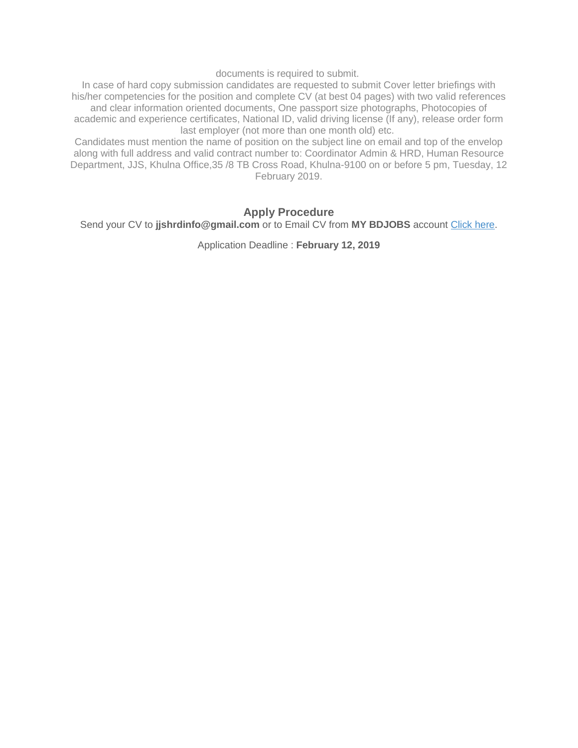documents is required to submit.

In case of hard copy submission candidates are requested to submit Cover letter briefings with his/her competencies for the position and complete CV (at best 04 pages) with two valid references and clear information oriented documents, One passport size photographs, Photocopies of academic and experience certificates, National ID, valid driving license (If any), release order form last employer (not more than one month old) etc.

Candidates must mention the name of position on the subject line on email and top of the envelop along with full address and valid contract number to: Coordinator Admin & HRD, Human Resource Department, JJS, Khulna Office,35 /8 TB Cross Road, Khulna-9100 on or before 5 pm, Tuesday, 12 February 2019.

## Apply Procedure

Send your CV to **jjshrdinfo@gmail.com** or to Email CV from **MY BDJOBS** account Click here.

Application Deadline : **February 12, 2019**